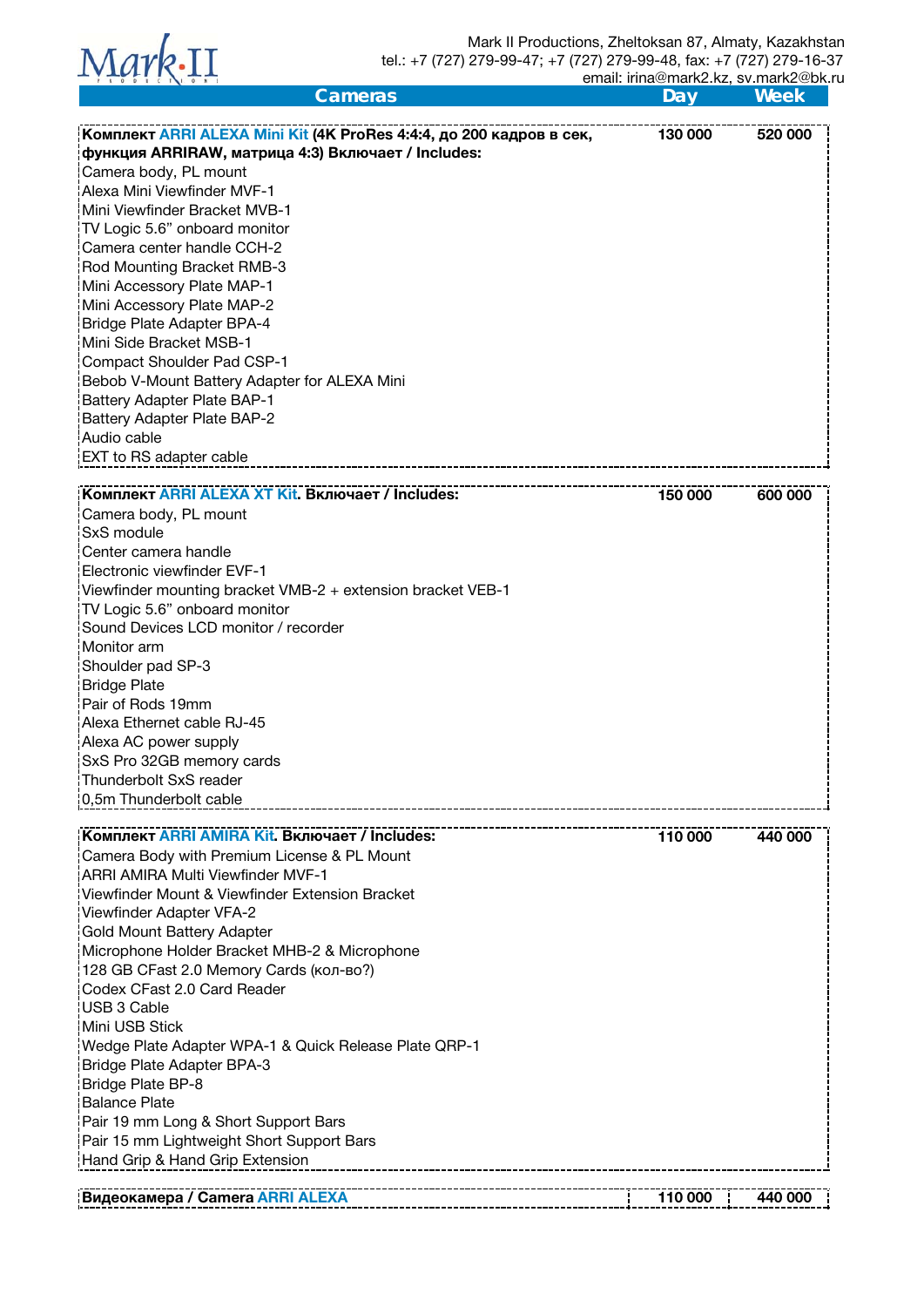Mark II

Mark II Productions, Zheltoksan 87, Almaty, Kazakhstan
tel.: +7 (727) 279-99-47; +7 (727) 279-99-48, fax: +7 (727) 279-16-37
email: irina@mark2.kz, sv.mark2@bk.ru

| Cameras | Day | Week |
|---|---|---|
| **Комплект ARRI ALEXA Mini Kit (4K ProRes 4:4:4, до 200 кадров в сек, функция ARRIRAW, матрица 4:3) Включает / Includes:**<br>Camera body, PL mount<br>Alexa Mini Viewfinder MVF-1<br>Mini Viewfinder Bracket MVB-1<br>TV Logic 5.6" onboard monitor<br>Camera center handle CCH-2<br>Rod Mounting Bracket RMB-3<br>Mini Accessory Plate MAP-1<br>Mini Accessory Plate MAP-2<br>Bridge Plate Adapter BPA-4<br>Mini Side Bracket MSB-1<br>Compact Shoulder Pad CSP-1<br>Bebob V-Mount Battery Adapter for ALEXA Mini<br>Battery Adapter Plate BAP-1<br>Battery Adapter Plate BAP-2<br>Audio cable<br>EXT to RS adapter cable | 130 000 | 520 000 |
| **Комплект ARRI ALEXA XT Kit. Включает / Includes:**<br>Camera body, PL mount<br>SxS module<br>Center camera handle<br>Electronic viewfinder EVF-1<br>Viewfinder mounting bracket VMB-2 + extension bracket VEB-1<br>TV Logic 5.6" onboard monitor<br>Sound Devices LCD monitor / recorder<br>Monitor arm<br>Shoulder pad SP-3<br>Bridge Plate<br>Pair of Rods 19mm<br>Alexa Ethernet cable RJ-45<br>Alexa AC power supply<br>SxS Pro 32GB memory cards<br>Thunderbolt SxS reader<br>0,5m Thunderbolt cable | 150 000 | 600 000 |
| **Комплект ARRI AMIRA Kit. Включает / Includes:**<br>Camera Body with Premium License & PL Mount<br>ARRI AMIRA Multi Viewfinder MVF-1<br>Viewfinder Mount & Viewfinder Extension Bracket<br>Viewfinder Adapter VFA-2<br>Gold Mount Battery Adapter<br>Microphone Holder Bracket MHB-2 & Microphone<br>128 GB CFast 2.0 Memory Cards (кол-во?)<br>Codex CFast 2.0 Card Reader<br>USB 3 Cable<br>Mini USB Stick<br>Wedge Plate Adapter WPA-1 & Quick Release Plate QRP-1<br>Bridge Plate Adapter BPA-3<br>Bridge Plate BP-8<br>Balance Plate<br>Pair 19 mm Long & Short Support Bars<br>Pair 15 mm Lightweight Short Support Bars<br>Hand Grip & Hand Grip Extension | 110 000 | 440 000 |
| **Видеокамера / Camera ARRI ALEXA** | 110 000 | 440 000 |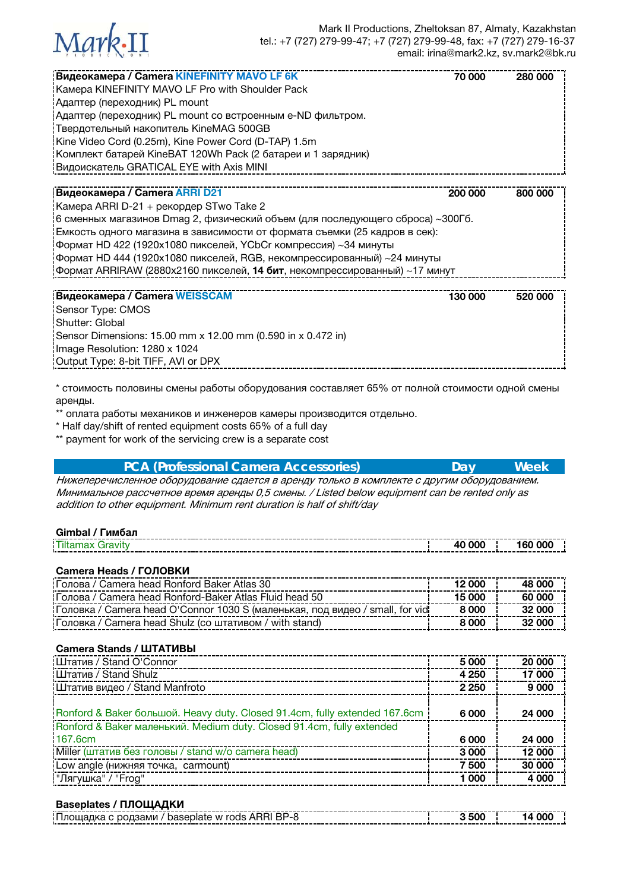| Видеокамера / Camera KINEFINITY MAVO LF 6K | 70 000 | 280 000 |
|---|---|---|
| Камера KINEFINITY MAVO LF Pro with Shoulder Pack | | |
| Адаптер (переходник) PL mount | | |
| Адаптер (переходник) PL mount со встроенным e-ND фильтром. | | |
| Твердотельный накопитель KineMAG 500GB | | |
| Kine Video Cord (0.25m), Kine Power Cord (D-TAP) 1.5m | | |
| Комплект батарей KineBAT 120Wh Pack (2 батареи и 1 зарядник) | | |
| Видоискатель GRATICAL EYE with Axis MINI | | |

| Видеокамера / Camera ARRI D21 | 200 000 | 800 000 |
|---|---|---|
| Камера ARRI D-21 + рекордер STwo Take 2 | | |
| 6 сменных магазинов Dmag 2, физический объем (для последующего сброса) ~300Гб. | | |
| Емкость одного магазина в зависимости от формата съемки (25 кадров в сек): | | |
| Формат HD 422 (1920x1080 пикселей, YCbCr компрессия) ~34 минуты | | |
| Формат HD 444 (1920x1080 пикселей, RGB, некомпрессированный) ~24 минуты | | |
| Формат ARRIRAW (2880x2160 пикселей, **14 бит**, некомпрессированный) ~17 минут | | |

| Видеокамера / Camera WEISSCAM | 130 000 | 520 000 |
|---|---|---|
| Sensor Type: CMOS | | |
| Shutter: Global | | |
| Sensor Dimensions: 15.00 mm x 12.00 mm (0.590 in x 0.472 in) | | |
| Image Resolution: 1280 x 1024 | | |
| Output Type: 8-bit TIFF, AVI or DPX | | |

\* стоимость половины смены работы оборудования составляет 65% от полной стоимости одной смены аренды.
** оплата работы механиков и инженеров камеры производится отдельно.
\* Half day/shift of rented equipment costs 65% of a full day
** payment for work of the servicing crew is a separate cost

## PCA (Professional Camera Accessories) — Day — Week

*Нижеперечисленное оборудование сдается в аренду только в комплекте с другим оборудованием. Минимальное рассчетное время аренды 0,5 смены. / Listed below equipment can be rented only as addition to other equipment. Minimum rent duration is half of shift/day*

### Gimbal / Гимбал

| | Day | Week |
|---|---|---|
| Tiltamax Gravity | 40 000 | 160 000 |

### Camera Heads / ГОЛОВКИ

| | Day | Week |
|---|---|---|
| Голова / Camera head Ronford Baker Atlas 30 | 12 000 | 48 000 |
| Голова / Camera head Ronford-Baker Atlas Fluid head 50 | 15 000 | 60 000 |
| Головка / Camera head O'Connor 1030 S (маленькая, под видео / small, for vid | 8 000 | 32 000 |
| Головка / Camera head Shulz (со штативом / with stand) | 8 000 | 32 000 |

### Camera Stands / ШТАТИВЫ

| | Day | Week |
|---|---|---|
| Штатив / Stand O'Connor | 5 000 | 20 000 |
| Штатив / Stand Shulz | 4 250 | 17 000 |
| Штатив видео / Stand Manfroto | 2 250 | 9 000 |
| Ronford & Baker большой. Heavy duty. Closed 91.4cm, fully extended 167.6cm | 6 000 | 24 000 |
| Ronford & Baker маленький. Medium duty. Closed 91.4cm, fully extended 167.6cm | 6 000 | 24 000 |
| Miller (штатив без головы / stand w/o camera head) | 3 000 | 12 000 |
| Low angle (нижняя точка, carmount) | 7 500 | 30 000 |
| "Лягушка" / "Frog" | 1 000 | 4 000 |

### Baseplates / ПЛОЩАДКИ

| | Day | Week |
|---|---|---|
| Площадка с родзами / baseplate w rods ARRI BP-8 | 3 500 | 14 000 |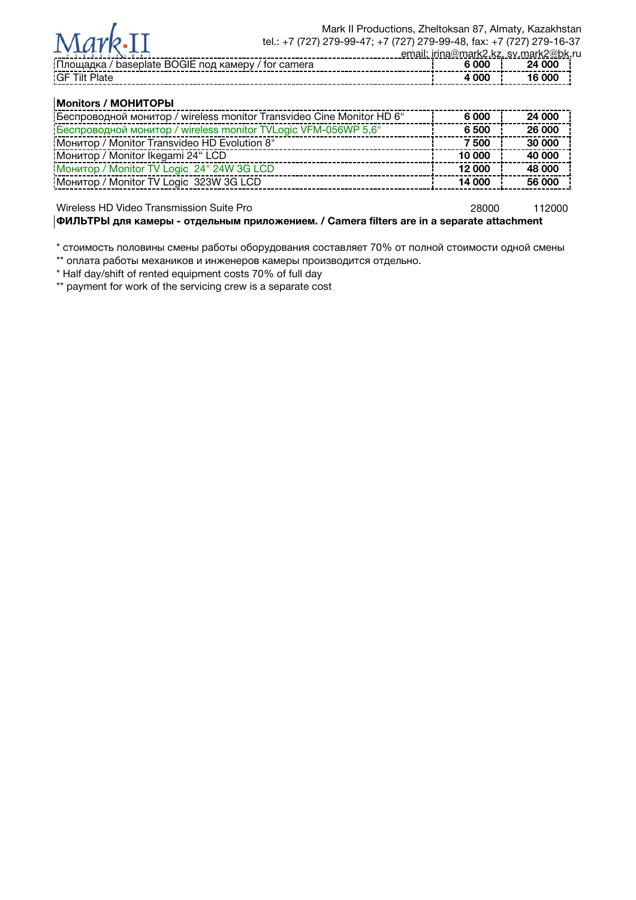| | | |
|---|---|---|
| Площадка / baseplate BOGIE под камеру / for camera | **6 000** | **24 000** |
| GF Tilt Plate | **4 000** | **16 000** |

**Monitors / МОНИТОРЫ**

| | | |
|---|---|---|
| Беспроводной монитор / wireless monitor Transvideo Cine Monitor HD 6" | **6 000** | **24 000** |
| Беспроводной монитор / wireless monitor TVLogic VFM-056WP 5,6" | **6 500** | **26 000** |
| Монитор / Monitor Transvideo HD Evolution 8" | **7 500** | **30 000** |
| Монитор / Monitor Ikegami 24" LCD | **10 000** | **40 000** |
| Монитор / Monitor TV Logic 24" 24W 3G LCD | **12 000** | **48 000** |
| Монитор / Monitor TV Logic 323W 3G LCD | **14 000** | **56 000** |
| Wireless HD Video Transmission Suite Pro | 28000 | 112000 |

**ФИЛЬТРЫ для камеры - отдельным приложением. / Camera filters are in a separate attachment**

* стоимость половины смены работы оборудования составляет 70% от полной стоимости одной смены

** оплата работы механиков и инженеров камеры производится отдельно.

* Half day/shift of rented equipment costs 70% of full day

** payment for work of the servicing crew is a separate cost